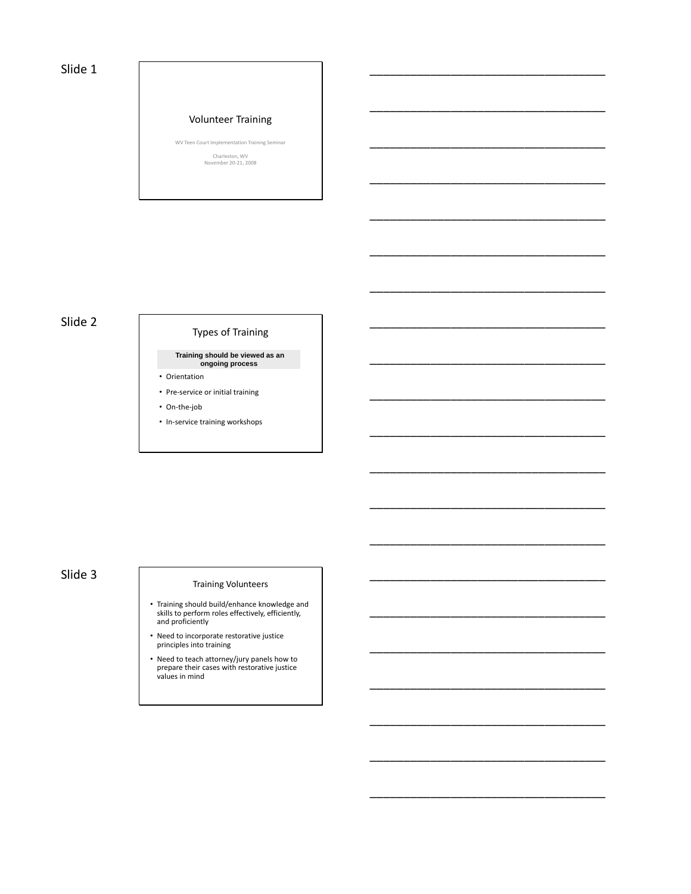Slide 1

# Volunteer Training

WV Teen Court Implementation Training Seminar

Charleston, WV
November 20-21, 2008

Slide 2

## Types of Training

**Training should be viewed as an ongoing process**

- Orientation
- Pre-service or initial training
- On-the-job
- In-service training workshops

Slide 3

## Training Volunteers

- Training should build/enhance knowledge and skills to perform roles effectively, efficiently, and proficiently
- Need to incorporate restorative justice principles into training
- Need to teach attorney/jury panels how to prepare their cases with restorative justice values in mind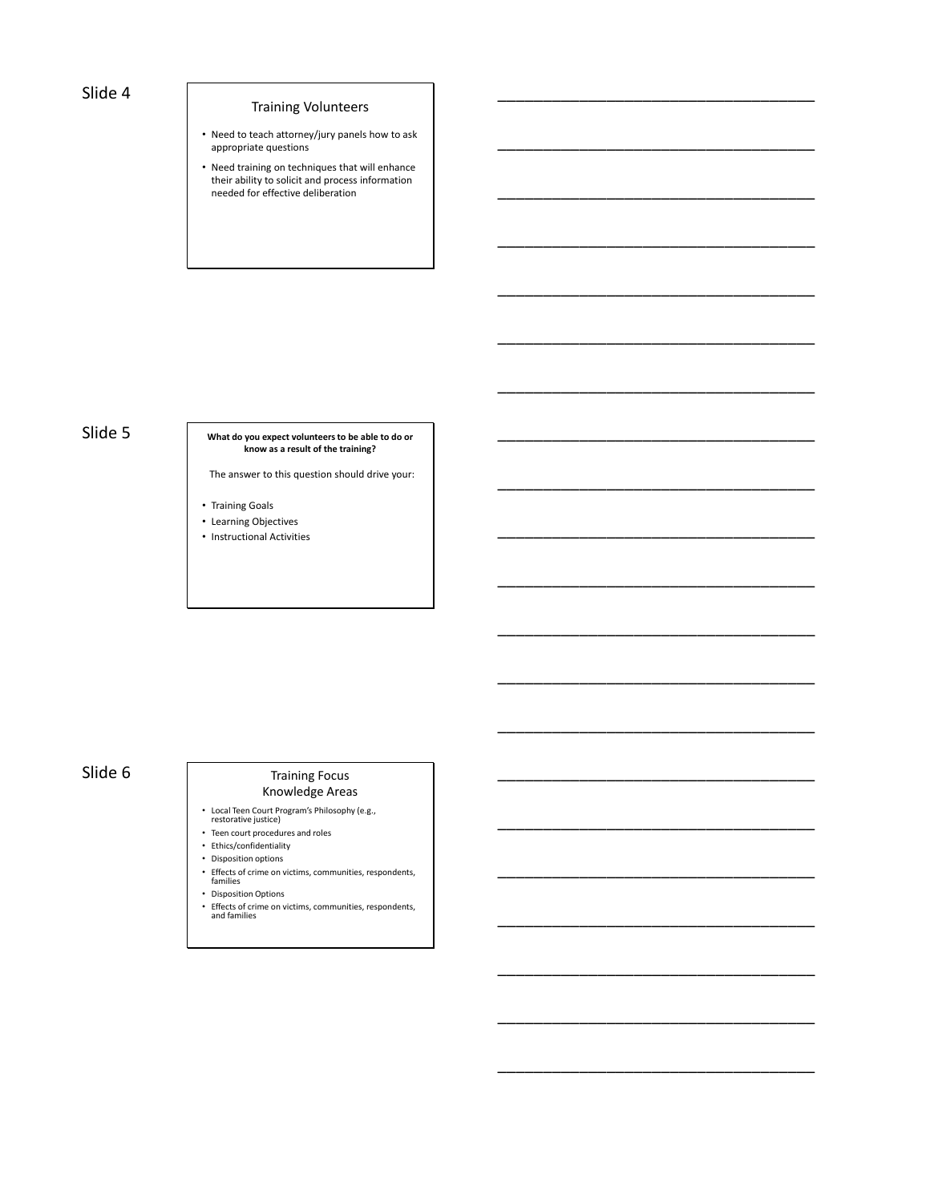Slide 4

## Training Volunteers

- Need to teach attorney/jury panels how to ask appropriate questions
- Need training on techniques that will enhance their ability to solicit and process information needed for effective deliberation

Slide 5

**What do you expect volunteers to be able to do or know as a result of the training?**

The answer to this question should drive your:

- Training Goals
- Learning Objectives
- Instructional Activities

Slide 6

## Training Focus
## Knowledge Areas

- Local Teen Court Program's Philosophy (e.g., restorative justice)
- Teen court procedures and roles
- Ethics/confidentiality
- Disposition options
- Effects of crime on victims, communities, respondents, families
- Disposition Options
- Effects of crime on victims, communities, respondents, and families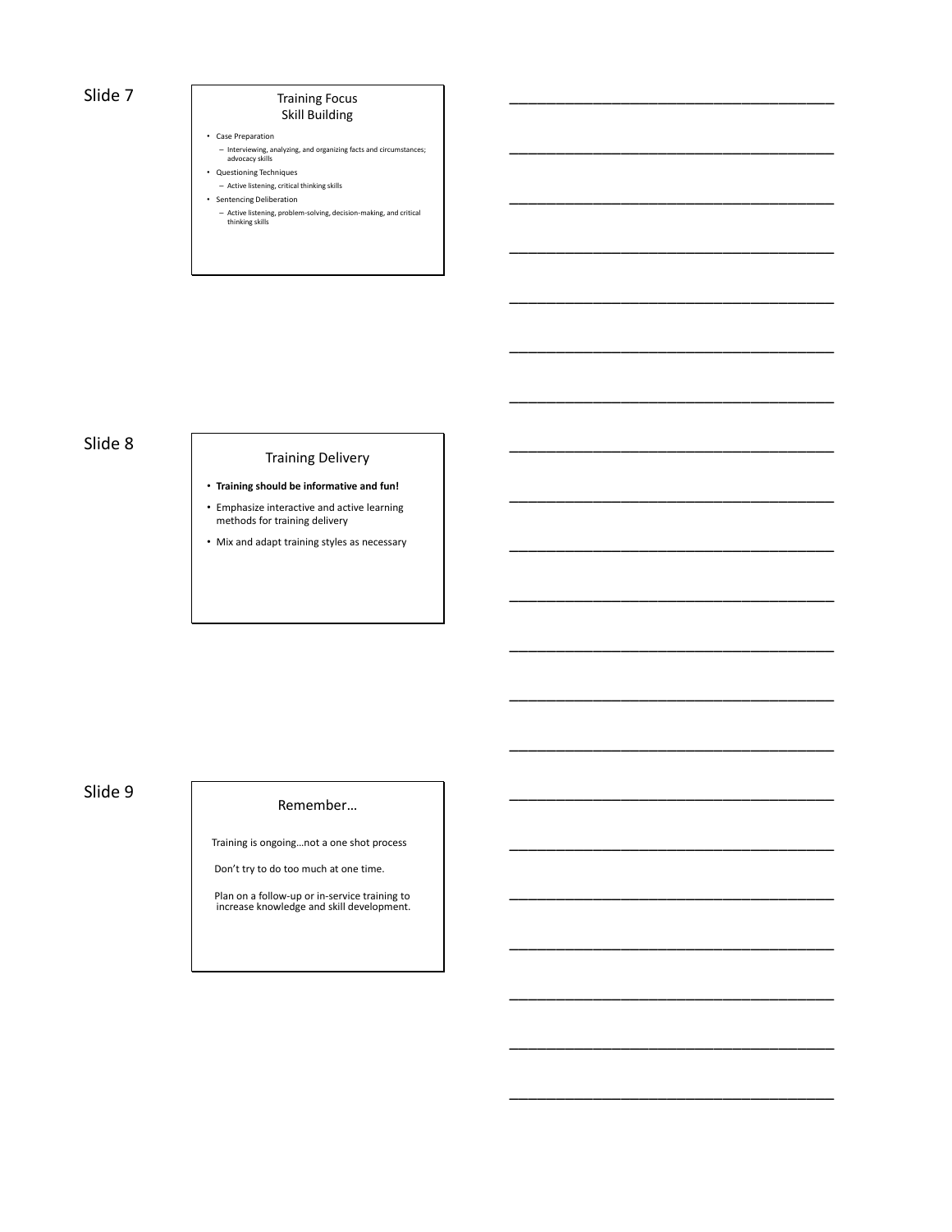Slide 7

## Training Focus
## Skill Building

- Case Preparation
  - Interviewing, analyzing, and organizing facts and circumstances; advocacy skills
- Questioning Techniques
  - Active listening, critical thinking skills
- Sentencing Deliberation
  - Active listening, problem-solving, decision-making, and critical thinking skills

Slide 8

## Training Delivery

- **Training should be informative and fun!**
- Emphasize interactive and active learning methods for training delivery
- Mix and adapt training styles as necessary

Slide 9

## Remember…

Training is ongoing…not a one shot process

Don't try to do too much at one time.

Plan on a follow-up or in-service training to increase knowledge and skill development.